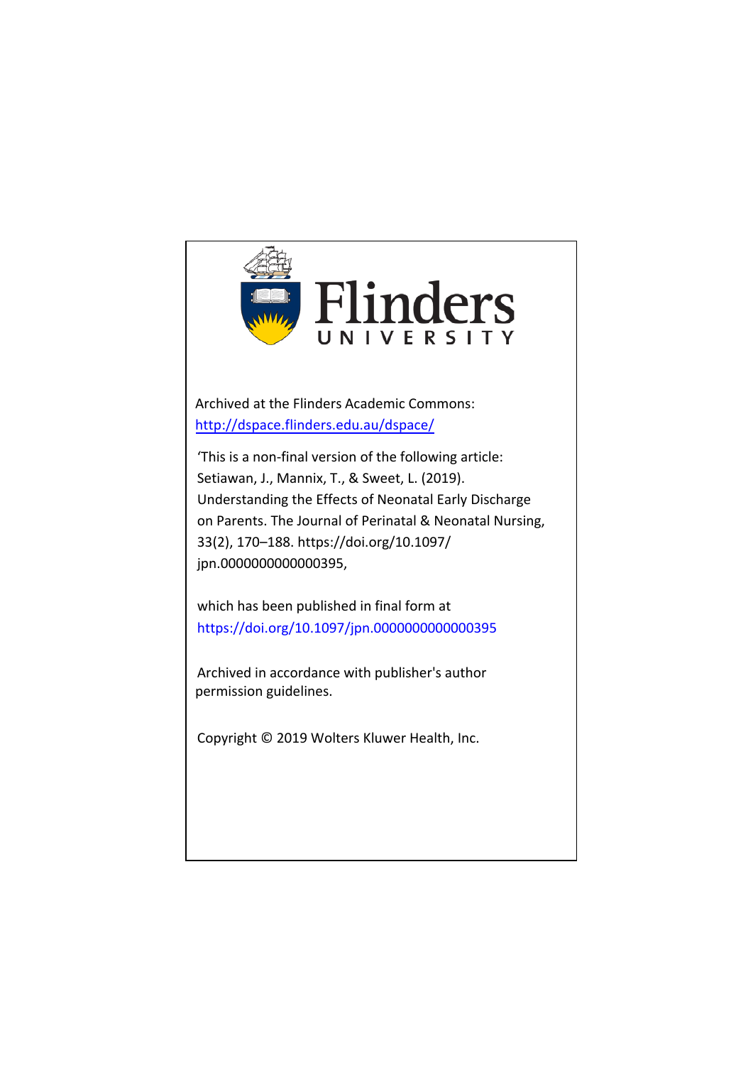Flinders UNIVERSITY

Archived at the Flinders Academic Commons:
http://dspace.flinders.edu.au/dspace/

'This is a non-final version of the following article:
Setiawan, J., Mannix, T., & Sweet, L. (2019).
Understanding the Effects of Neonatal Early Discharge on Parents. The Journal of Perinatal & Neonatal Nursing, 33(2), 170–188. https://doi.org/10.1097/jpn.0000000000000395,

which has been published in final form at
https://doi.org/10.1097/jpn.0000000000000395

Archived in accordance with publisher's author permission guidelines.

Copyright © 2019 Wolters Kluwer Health, Inc.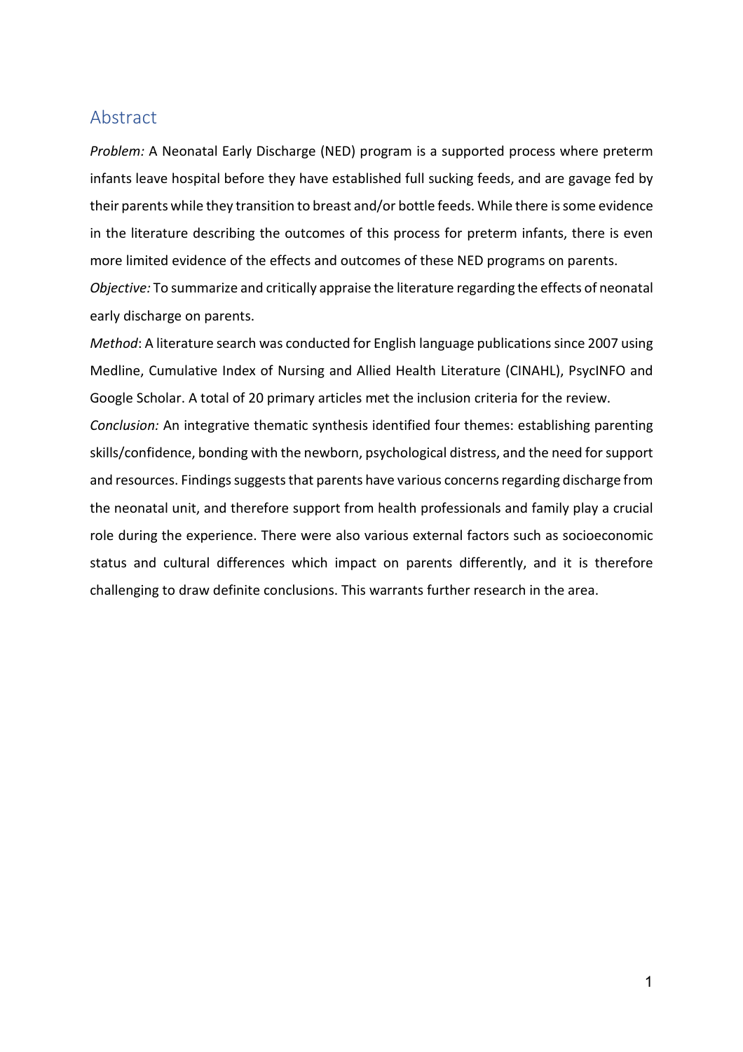## Abstract

*Problem:* A Neonatal Early Discharge (NED) program is a supported process where preterm infants leave hospital before they have established full sucking feeds, and are gavage fed by their parents while they transition to breast and/or bottle feeds. While there is some evidence in the literature describing the outcomes of this process for preterm infants, there is even more limited evidence of the effects and outcomes of these NED programs on parents.

*Objective:* To summarize and critically appraise the literature regarding the effects of neonatal early discharge on parents.

*Method*: A literature search was conducted for English language publications since 2007 using Medline, Cumulative Index of Nursing and Allied Health Literature (CINAHL), PsycINFO and Google Scholar. A total of 20 primary articles met the inclusion criteria for the review.

*Conclusion:* An integrative thematic synthesis identified four themes: establishing parenting skills/confidence, bonding with the newborn, psychological distress, and the need for support and resources. Findings suggests that parents have various concerns regarding discharge from the neonatal unit, and therefore support from health professionals and family play a crucial role during the experience. There were also various external factors such as socioeconomic status and cultural differences which impact on parents differently, and it is therefore challenging to draw definite conclusions. This warrants further research in the area.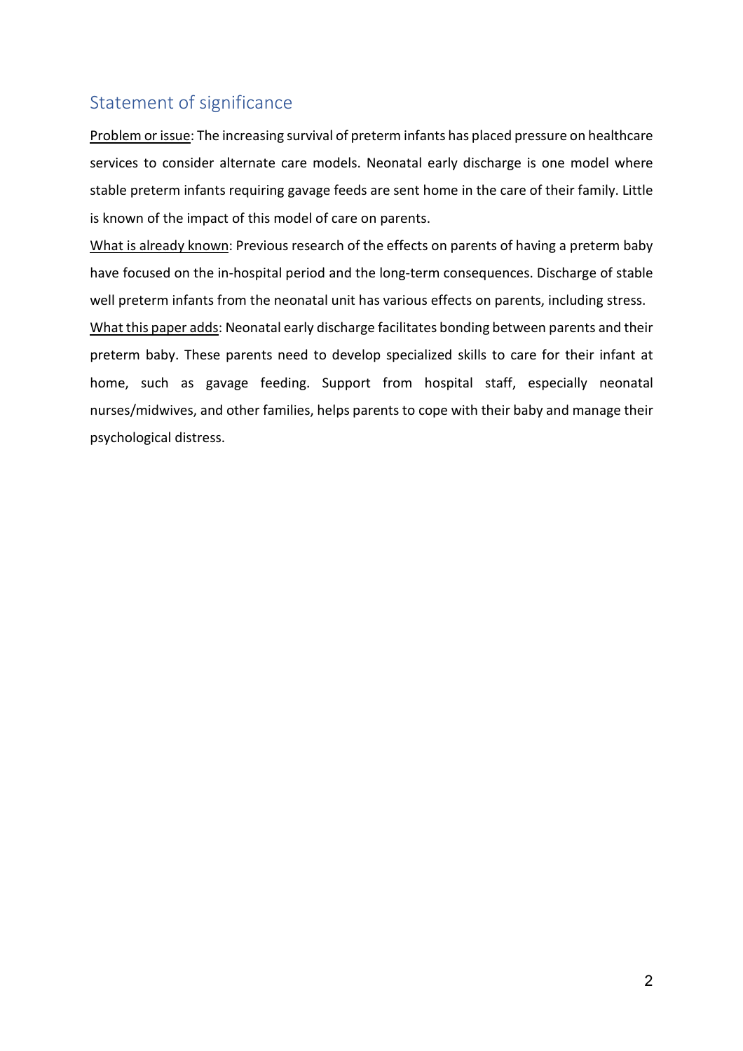## Statement of significance

<u>Problem or issue</u>: The increasing survival of preterm infants has placed pressure on healthcare services to consider alternate care models. Neonatal early discharge is one model where stable preterm infants requiring gavage feeds are sent home in the care of their family. Little is known of the impact of this model of care on parents.

<u>What is already known</u>: Previous research of the effects on parents of having a preterm baby have focused on the in-hospital period and the long-term consequences. Discharge of stable well preterm infants from the neonatal unit has various effects on parents, including stress.

<u>What this paper adds</u>: Neonatal early discharge facilitates bonding between parents and their preterm baby. These parents need to develop specialized skills to care for their infant at home, such as gavage feeding. Support from hospital staff, especially neonatal nurses/midwives, and other families, helps parents to cope with their baby and manage their psychological distress.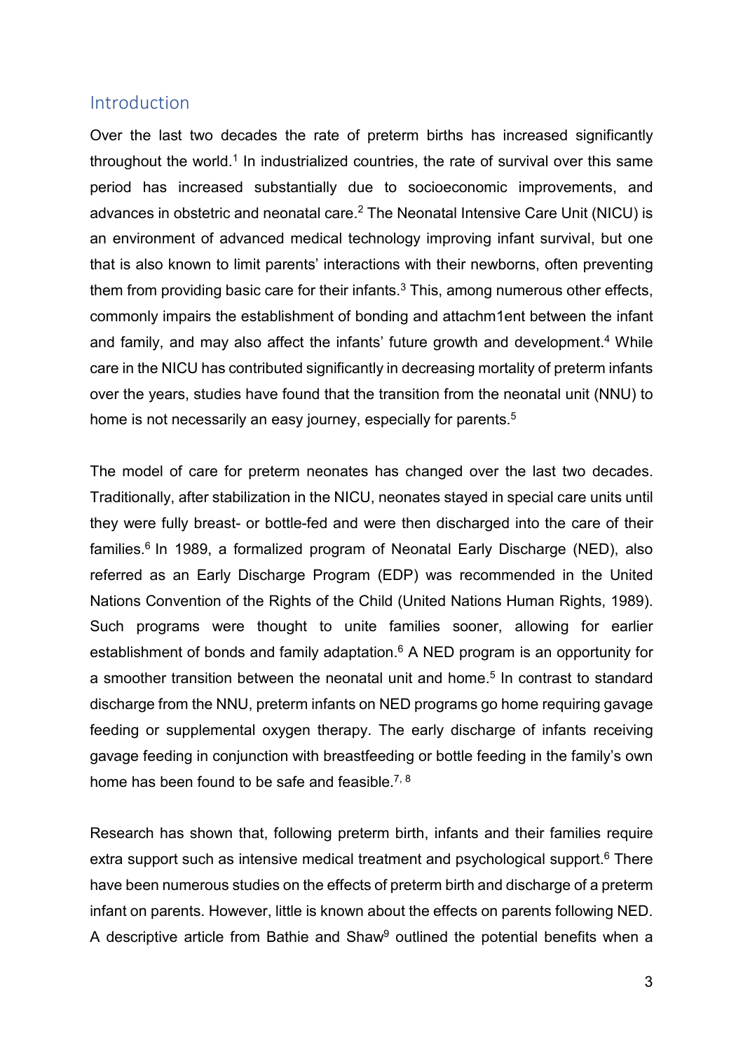## Introduction

Over the last two decades the rate of preterm births has increased significantly throughout the world.[1] In industrialized countries, the rate of survival over this same period has increased substantially due to socioeconomic improvements, and advances in obstetric and neonatal care.[2] The Neonatal Intensive Care Unit (NICU) is an environment of advanced medical technology improving infant survival, but one that is also known to limit parents' interactions with their newborns, often preventing them from providing basic care for their infants.[3] This, among numerous other effects, commonly impairs the establishment of bonding and attachm1ent between the infant and family, and may also affect the infants' future growth and development.[4] While care in the NICU has contributed significantly in decreasing mortality of preterm infants over the years, studies have found that the transition from the neonatal unit (NNU) to home is not necessarily an easy journey, especially for parents.[5]

The model of care for preterm neonates has changed over the last two decades. Traditionally, after stabilization in the NICU, neonates stayed in special care units until they were fully breast- or bottle-fed and were then discharged into the care of their families.[6] In 1989, a formalized program of Neonatal Early Discharge (NED), also referred as an Early Discharge Program (EDP) was recommended in the United Nations Convention of the Rights of the Child (United Nations Human Rights, 1989). Such programs were thought to unite families sooner, allowing for earlier establishment of bonds and family adaptation.[6] A NED program is an opportunity for a smoother transition between the neonatal unit and home.[5] In contrast to standard discharge from the NNU, preterm infants on NED programs go home requiring gavage feeding or supplemental oxygen therapy. The early discharge of infants receiving gavage feeding in conjunction with breastfeeding or bottle feeding in the family's own home has been found to be safe and feasible.[7, 8]

Research has shown that, following preterm birth, infants and their families require extra support such as intensive medical treatment and psychological support.[6] There have been numerous studies on the effects of preterm birth and discharge of a preterm infant on parents. However, little is known about the effects on parents following NED. A descriptive article from Bathie and Shaw[9] outlined the potential benefits when a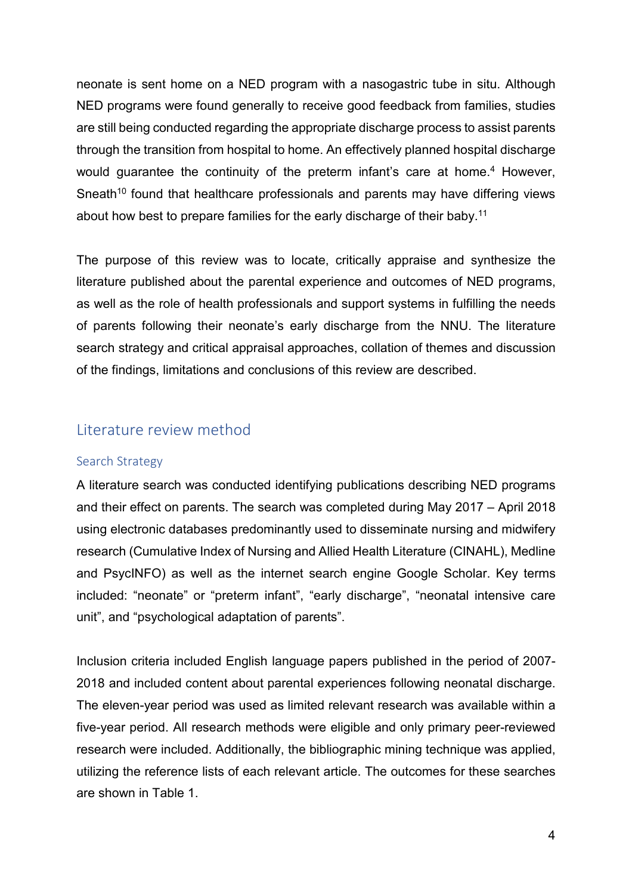neonate is sent home on a NED program with a nasogastric tube in situ. Although NED programs were found generally to receive good feedback from families, studies are still being conducted regarding the appropriate discharge process to assist parents through the transition from hospital to home. An effectively planned hospital discharge would guarantee the continuity of the preterm infant's care at home.[4] However, Sneath[10] found that healthcare professionals and parents may have differing views about how best to prepare families for the early discharge of their baby.[11]

The purpose of this review was to locate, critically appraise and synthesize the literature published about the parental experience and outcomes of NED programs, as well as the role of health professionals and support systems in fulfilling the needs of parents following their neonate's early discharge from the NNU. The literature search strategy and critical appraisal approaches, collation of themes and discussion of the findings, limitations and conclusions of this review are described.

## Literature review method

### Search Strategy

A literature search was conducted identifying publications describing NED programs and their effect on parents. The search was completed during May 2017 – April 2018 using electronic databases predominantly used to disseminate nursing and midwifery research (Cumulative Index of Nursing and Allied Health Literature (CINAHL), Medline and PsycINFO) as well as the internet search engine Google Scholar. Key terms included: "neonate" or "preterm infant", "early discharge", "neonatal intensive care unit", and "psychological adaptation of parents".

Inclusion criteria included English language papers published in the period of 2007-2018 and included content about parental experiences following neonatal discharge. The eleven-year period was used as limited relevant research was available within a five-year period. All research methods were eligible and only primary peer-reviewed research were included. Additionally, the bibliographic mining technique was applied, utilizing the reference lists of each relevant article. The outcomes for these searches are shown in Table 1.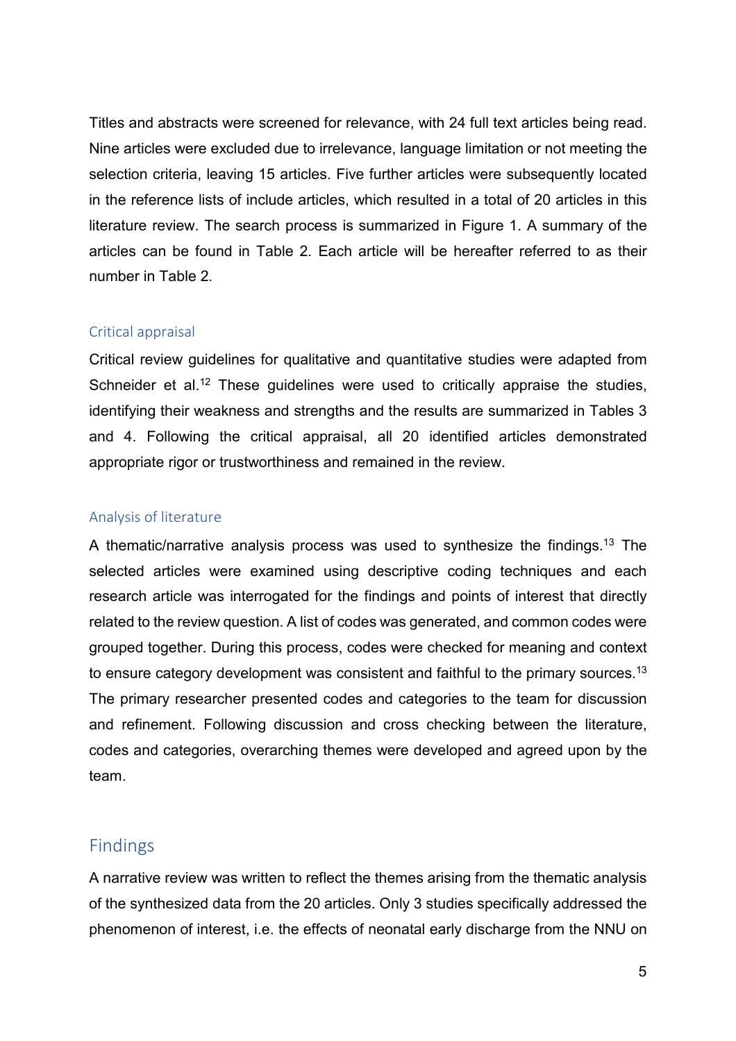Titles and abstracts were screened for relevance, with 24 full text articles being read. Nine articles were excluded due to irrelevance, language limitation or not meeting the selection criteria, leaving 15 articles. Five further articles were subsequently located in the reference lists of include articles, which resulted in a total of 20 articles in this literature review. The search process is summarized in Figure 1. A summary of the articles can be found in Table 2. Each article will be hereafter referred to as their number in Table 2.

### Critical appraisal

Critical review guidelines for qualitative and quantitative studies were adapted from Schneider et al.[12] These guidelines were used to critically appraise the studies, identifying their weakness and strengths and the results are summarized in Tables 3 and 4. Following the critical appraisal, all 20 identified articles demonstrated appropriate rigor or trustworthiness and remained in the review.

### Analysis of literature

A thematic/narrative analysis process was used to synthesize the findings.[13] The selected articles were examined using descriptive coding techniques and each research article was interrogated for the findings and points of interest that directly related to the review question. A list of codes was generated, and common codes were grouped together. During this process, codes were checked for meaning and context to ensure category development was consistent and faithful to the primary sources.[13] The primary researcher presented codes and categories to the team for discussion and refinement. Following discussion and cross checking between the literature, codes and categories, overarching themes were developed and agreed upon by the team.

## Findings

A narrative review was written to reflect the themes arising from the thematic analysis of the synthesized data from the 20 articles. Only 3 studies specifically addressed the phenomenon of interest, i.e. the effects of neonatal early discharge from the NNU on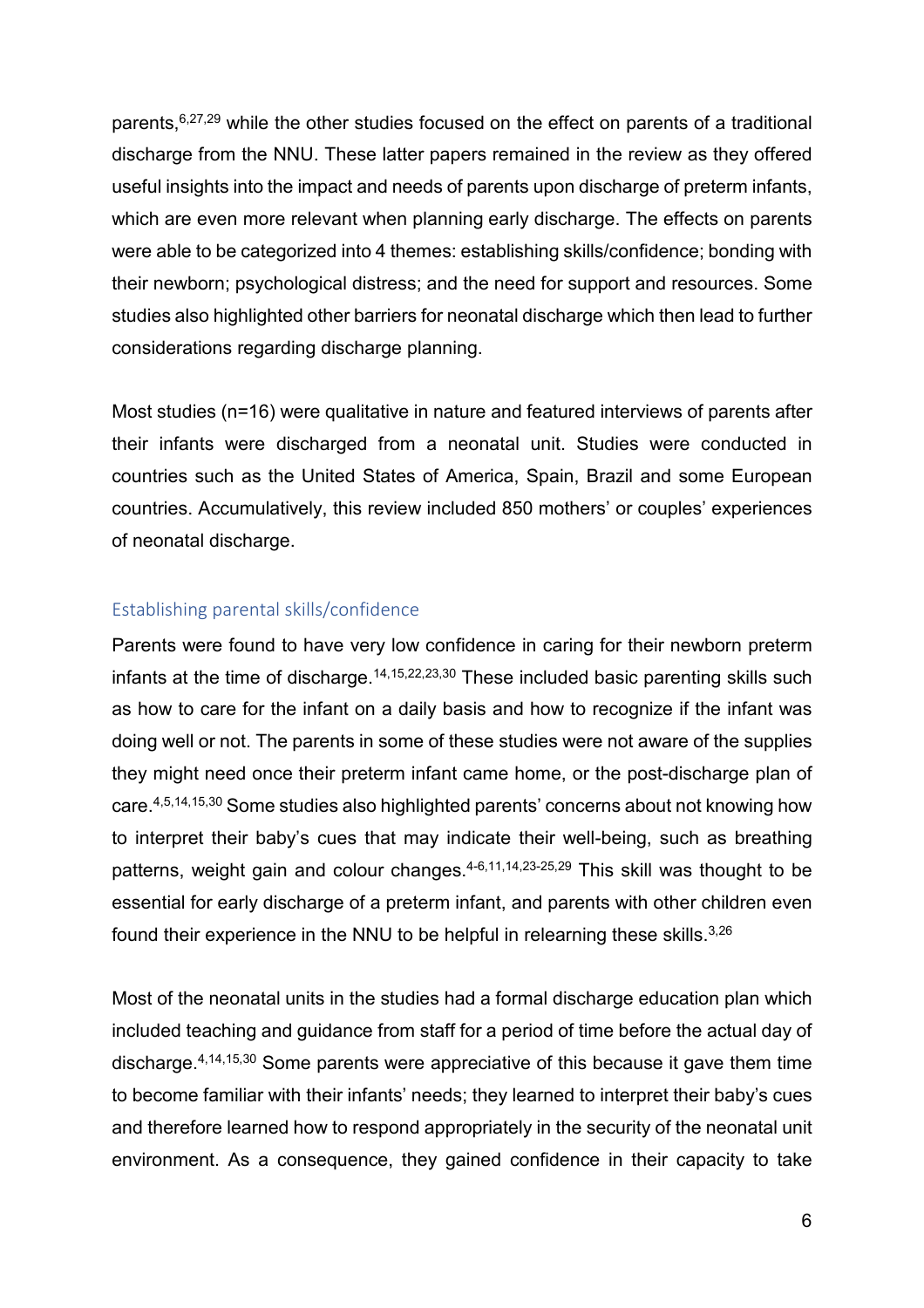parents,[6,27,29] while the other studies focused on the effect on parents of a traditional discharge from the NNU. These latter papers remained in the review as they offered useful insights into the impact and needs of parents upon discharge of preterm infants, which are even more relevant when planning early discharge. The effects on parents were able to be categorized into 4 themes: establishing skills/confidence; bonding with their newborn; psychological distress; and the need for support and resources. Some studies also highlighted other barriers for neonatal discharge which then lead to further considerations regarding discharge planning.

Most studies (n=16) were qualitative in nature and featured interviews of parents after their infants were discharged from a neonatal unit. Studies were conducted in countries such as the United States of America, Spain, Brazil and some European countries. Accumulatively, this review included 850 mothers' or couples' experiences of neonatal discharge.

### Establishing parental skills/confidence

Parents were found to have very low confidence in caring for their newborn preterm infants at the time of discharge.[14,15,22,23,30] These included basic parenting skills such as how to care for the infant on a daily basis and how to recognize if the infant was doing well or not. The parents in some of these studies were not aware of the supplies they might need once their preterm infant came home, or the post-discharge plan of care.[4,5,14,15,30] Some studies also highlighted parents' concerns about not knowing how to interpret their baby's cues that may indicate their well-being, such as breathing patterns, weight gain and colour changes.[4-6,11,14,23-25,29] This skill was thought to be essential for early discharge of a preterm infant, and parents with other children even found their experience in the NNU to be helpful in relearning these skills.[3,26]

Most of the neonatal units in the studies had a formal discharge education plan which included teaching and guidance from staff for a period of time before the actual day of discharge.[4,14,15,30] Some parents were appreciative of this because it gave them time to become familiar with their infants' needs; they learned to interpret their baby's cues and therefore learned how to respond appropriately in the security of the neonatal unit environment. As a consequence, they gained confidence in their capacity to take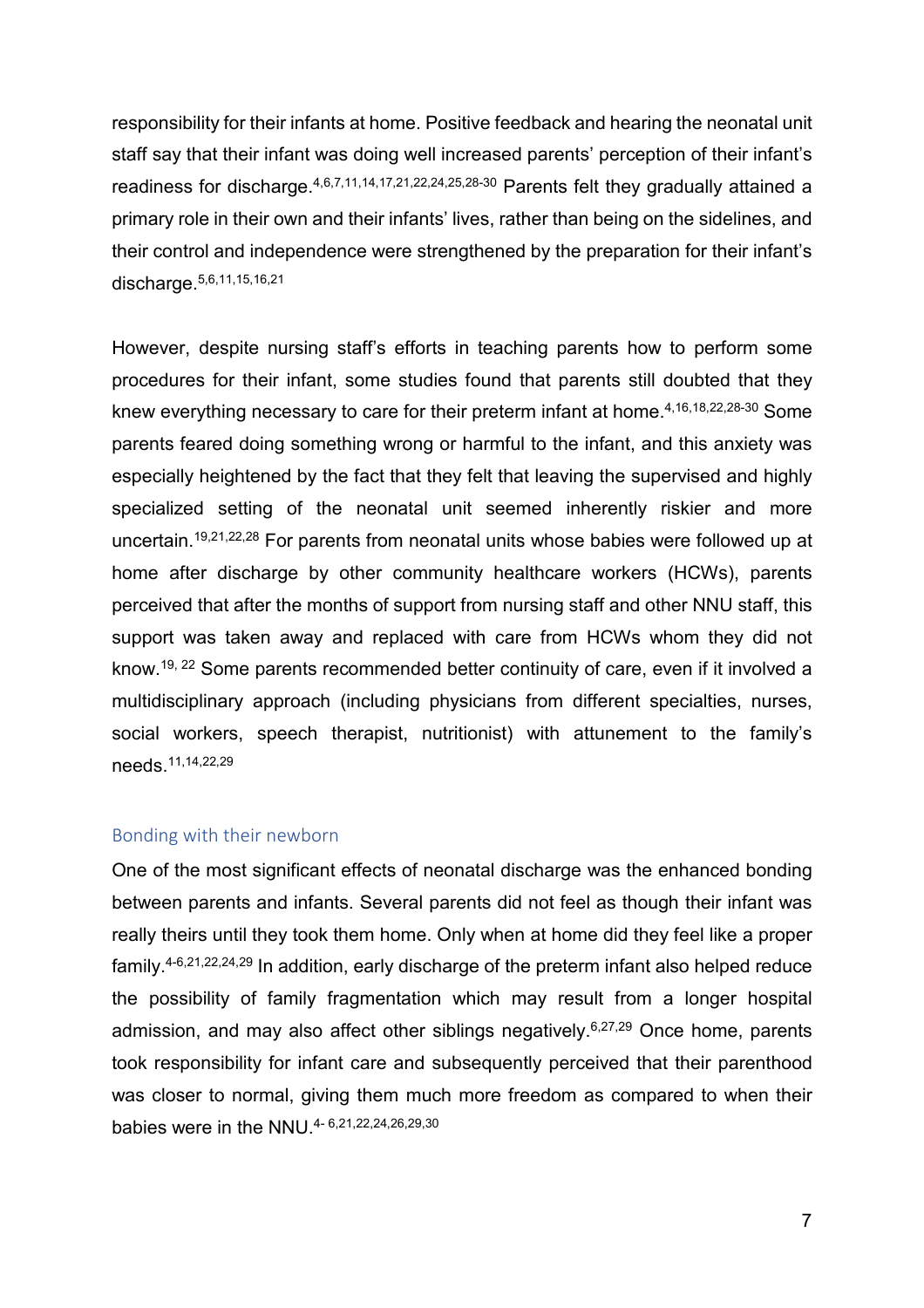responsibility for their infants at home. Positive feedback and hearing the neonatal unit staff say that their infant was doing well increased parents' perception of their infant's readiness for discharge.[4,6,7,11,14,17,21,22,24,25,28-30] Parents felt they gradually attained a primary role in their own and their infants' lives, rather than being on the sidelines, and their control and independence were strengthened by the preparation for their infant's discharge.[5,6,11,15,16,21]

However, despite nursing staff's efforts in teaching parents how to perform some procedures for their infant, some studies found that parents still doubted that they knew everything necessary to care for their preterm infant at home.[4,16,18,22,28-30] Some parents feared doing something wrong or harmful to the infant, and this anxiety was especially heightened by the fact that they felt that leaving the supervised and highly specialized setting of the neonatal unit seemed inherently riskier and more uncertain.[19,21,22,28] For parents from neonatal units whose babies were followed up at home after discharge by other community healthcare workers (HCWs), parents perceived that after the months of support from nursing staff and other NNU staff, this support was taken away and replaced with care from HCWs whom they did not know.[19, 22] Some parents recommended better continuity of care, even if it involved a multidisciplinary approach (including physicians from different specialties, nurses, social workers, speech therapist, nutritionist) with attunement to the family's needs.[11,14,22,29]

### Bonding with their newborn

One of the most significant effects of neonatal discharge was the enhanced bonding between parents and infants. Several parents did not feel as though their infant was really theirs until they took them home. Only when at home did they feel like a proper family.[4-6,21,22,24,29] In addition, early discharge of the preterm infant also helped reduce the possibility of family fragmentation which may result from a longer hospital admission, and may also affect other siblings negatively.[6,27,29] Once home, parents took responsibility for infant care and subsequently perceived that their parenthood was closer to normal, giving them much more freedom as compared to when their babies were in the NNU.[4- 6,21,22,24,26,29,30]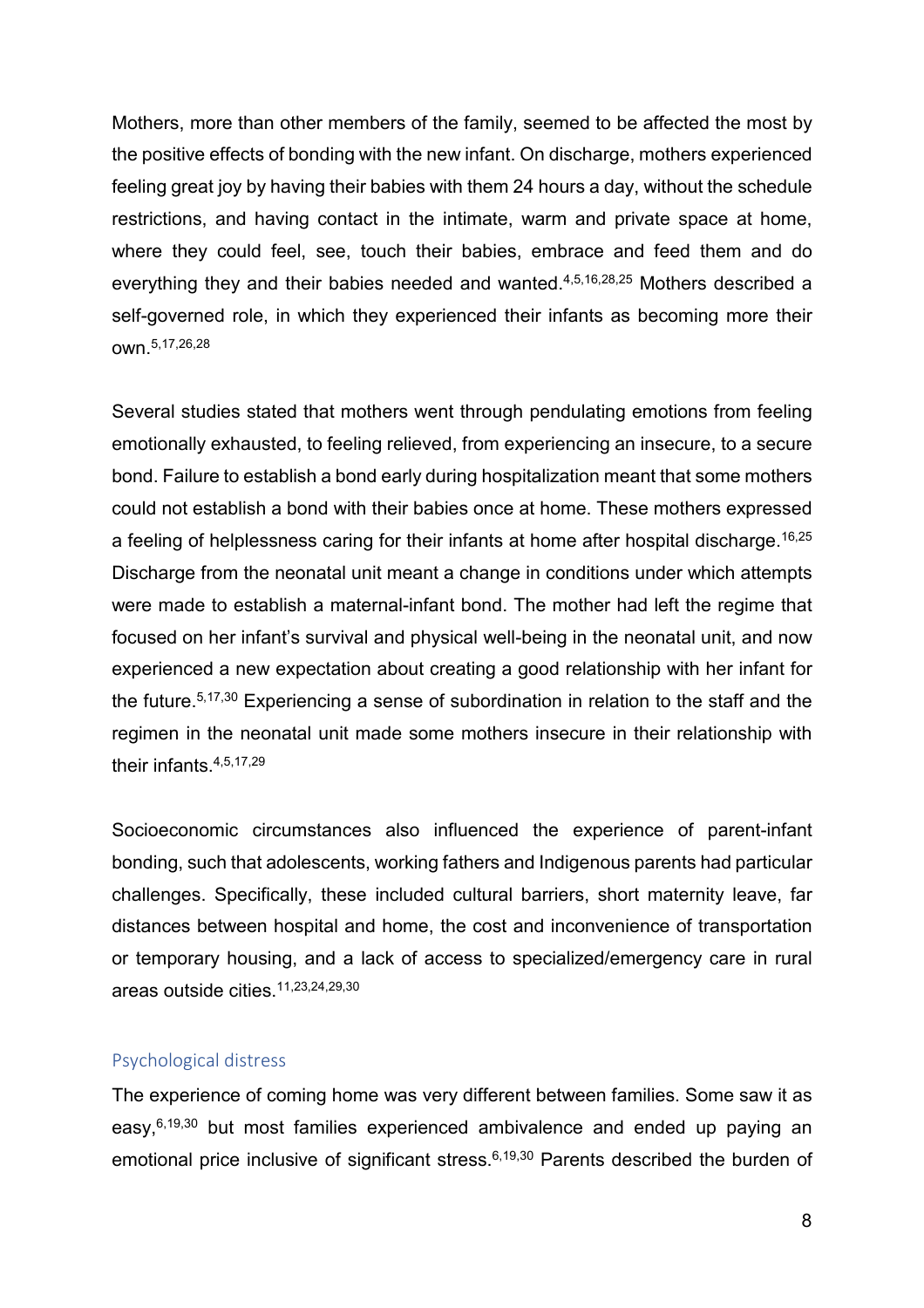Mothers, more than other members of the family, seemed to be affected the most by the positive effects of bonding with the new infant. On discharge, mothers experienced feeling great joy by having their babies with them 24 hours a day, without the schedule restrictions, and having contact in the intimate, warm and private space at home, where they could feel, see, touch their babies, embrace and feed them and do everything they and their babies needed and wanted.[4,5,16,28,25] Mothers described a self-governed role, in which they experienced their infants as becoming more their own.[5,17,26,28]

Several studies stated that mothers went through pendulating emotions from feeling emotionally exhausted, to feeling relieved, from experiencing an insecure, to a secure bond. Failure to establish a bond early during hospitalization meant that some mothers could not establish a bond with their babies once at home. These mothers expressed a feeling of helplessness caring for their infants at home after hospital discharge.[16,25] Discharge from the neonatal unit meant a change in conditions under which attempts were made to establish a maternal-infant bond. The mother had left the regime that focused on her infant's survival and physical well-being in the neonatal unit, and now experienced a new expectation about creating a good relationship with her infant for the future.[5,17,30] Experiencing a sense of subordination in relation to the staff and the regimen in the neonatal unit made some mothers insecure in their relationship with their infants.[4,5,17,29]

Socioeconomic circumstances also influenced the experience of parent-infant bonding, such that adolescents, working fathers and Indigenous parents had particular challenges. Specifically, these included cultural barriers, short maternity leave, far distances between hospital and home, the cost and inconvenience of transportation or temporary housing, and a lack of access to specialized/emergency care in rural areas outside cities.[11,23,24,29,30]

### Psychological distress

The experience of coming home was very different between families. Some saw it as easy,[6,19,30] but most families experienced ambivalence and ended up paying an emotional price inclusive of significant stress.[6,19,30] Parents described the burden of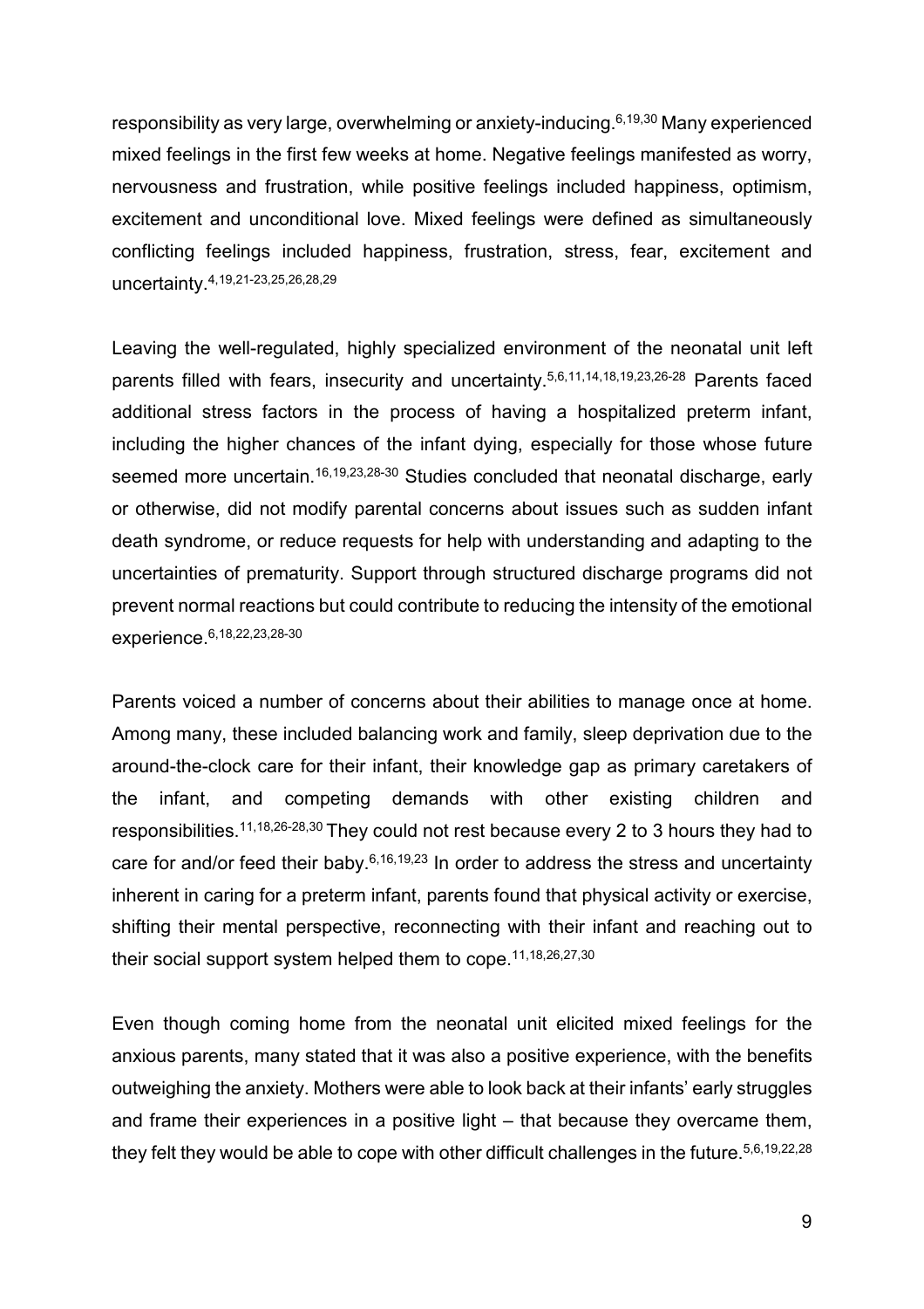responsibility as very large, overwhelming or anxiety-inducing.[6,19,30] Many experienced mixed feelings in the first few weeks at home. Negative feelings manifested as worry, nervousness and frustration, while positive feelings included happiness, optimism, excitement and unconditional love. Mixed feelings were defined as simultaneously conflicting feelings included happiness, frustration, stress, fear, excitement and uncertainty.[4,19,21-23,25,26,28,29]

Leaving the well-regulated, highly specialized environment of the neonatal unit left parents filled with fears, insecurity and uncertainty.[5,6,11,14,18,19,23,26-28] Parents faced additional stress factors in the process of having a hospitalized preterm infant, including the higher chances of the infant dying, especially for those whose future seemed more uncertain.[16,19,23,28-30] Studies concluded that neonatal discharge, early or otherwise, did not modify parental concerns about issues such as sudden infant death syndrome, or reduce requests for help with understanding and adapting to the uncertainties of prematurity. Support through structured discharge programs did not prevent normal reactions but could contribute to reducing the intensity of the emotional experience.[6,18,22,23,28-30]

Parents voiced a number of concerns about their abilities to manage once at home. Among many, these included balancing work and family, sleep deprivation due to the around-the-clock care for their infant, their knowledge gap as primary caretakers of the infant, and competing demands with other existing children and responsibilities.[11,18,26-28,30] They could not rest because every 2 to 3 hours they had to care for and/or feed their baby.[6,16,19,23] In order to address the stress and uncertainty inherent in caring for a preterm infant, parents found that physical activity or exercise, shifting their mental perspective, reconnecting with their infant and reaching out to their social support system helped them to cope.[11,18,26,27,30]

Even though coming home from the neonatal unit elicited mixed feelings for the anxious parents, many stated that it was also a positive experience, with the benefits outweighing the anxiety. Mothers were able to look back at their infants' early struggles and frame their experiences in a positive light – that because they overcame them, they felt they would be able to cope with other difficult challenges in the future.[5,6,19,22,28]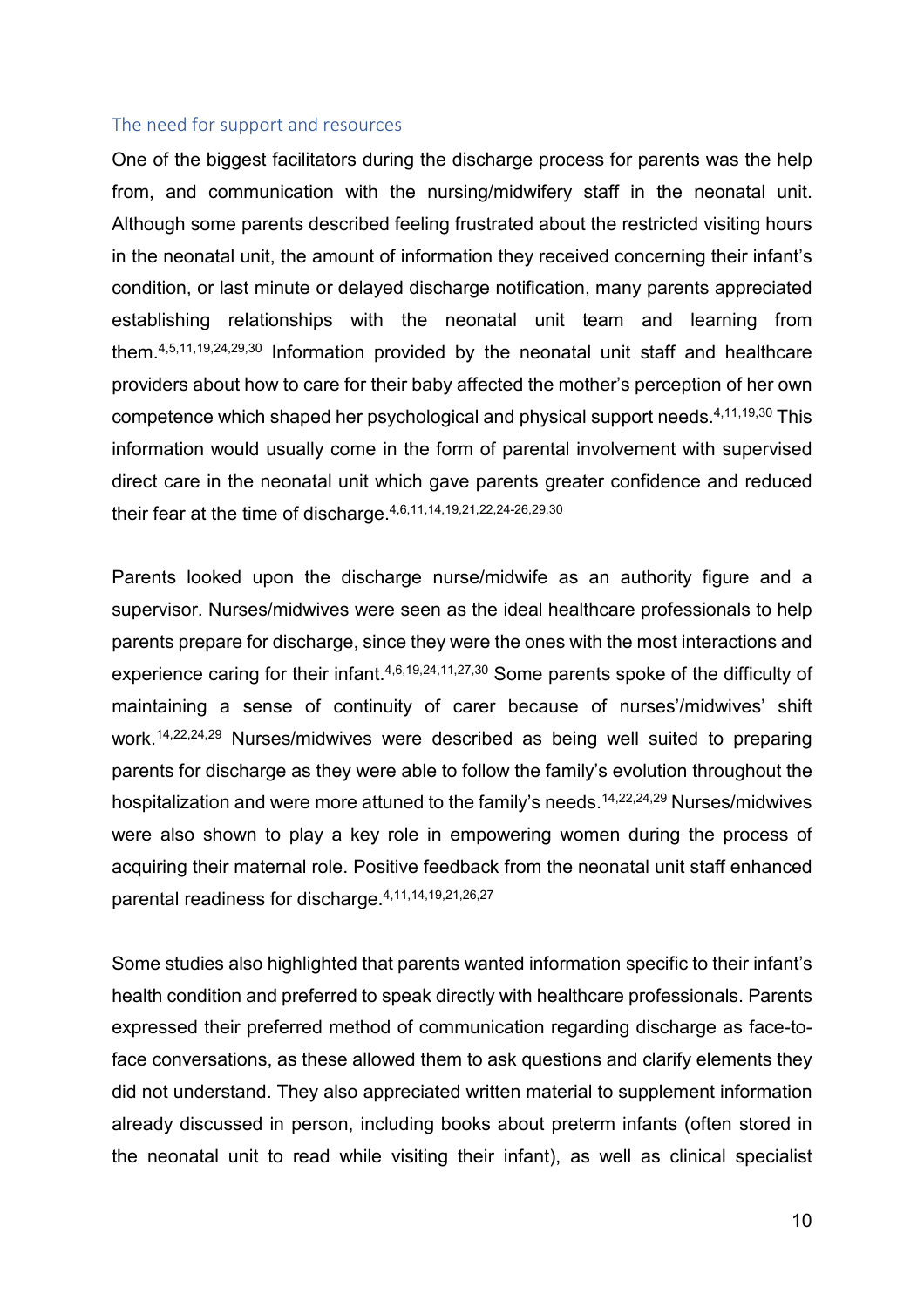### The need for support and resources

One of the biggest facilitators during the discharge process for parents was the help from, and communication with the nursing/midwifery staff in the neonatal unit. Although some parents described feeling frustrated about the restricted visiting hours in the neonatal unit, the amount of information they received concerning their infant's condition, or last minute or delayed discharge notification, many parents appreciated establishing relationships with the neonatal unit team and learning from them.[4,5,11,19,24,29,30] Information provided by the neonatal unit staff and healthcare providers about how to care for their baby affected the mother's perception of her own competence which shaped her psychological and physical support needs.[4,11,19,30] This information would usually come in the form of parental involvement with supervised direct care in the neonatal unit which gave parents greater confidence and reduced their fear at the time of discharge.[4,6,11,14,19,21,22,24-26,29,30]

Parents looked upon the discharge nurse/midwife as an authority figure and a supervisor. Nurses/midwives were seen as the ideal healthcare professionals to help parents prepare for discharge, since they were the ones with the most interactions and experience caring for their infant.[4,6,19,24,11,27,30] Some parents spoke of the difficulty of maintaining a sense of continuity of carer because of nurses'/midwives' shift work.[14,22,24,29] Nurses/midwives were described as being well suited to preparing parents for discharge as they were able to follow the family's evolution throughout the hospitalization and were more attuned to the family's needs.[14,22,24,29] Nurses/midwives were also shown to play a key role in empowering women during the process of acquiring their maternal role. Positive feedback from the neonatal unit staff enhanced parental readiness for discharge.[4,11,14,19,21,26,27]

Some studies also highlighted that parents wanted information specific to their infant's health condition and preferred to speak directly with healthcare professionals. Parents expressed their preferred method of communication regarding discharge as face-to-face conversations, as these allowed them to ask questions and clarify elements they did not understand. They also appreciated written material to supplement information already discussed in person, including books about preterm infants (often stored in the neonatal unit to read while visiting their infant), as well as clinical specialist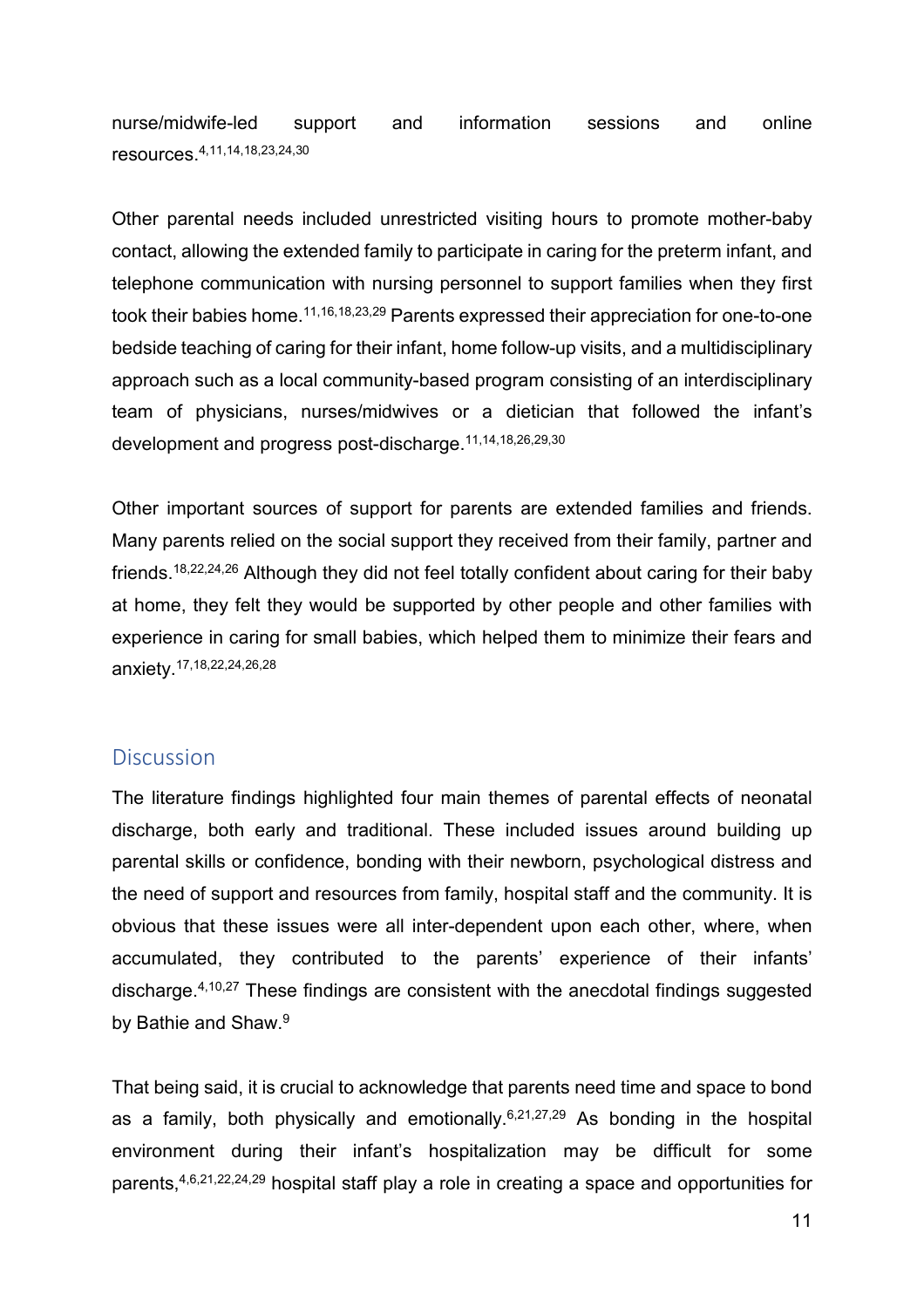nurse/midwife-led support and information sessions and online resources.[4,11,14,18,23,24,30]

Other parental needs included unrestricted visiting hours to promote mother-baby contact, allowing the extended family to participate in caring for the preterm infant, and telephone communication with nursing personnel to support families when they first took their babies home.[11,16,18,23,29] Parents expressed their appreciation for one-to-one bedside teaching of caring for their infant, home follow-up visits, and a multidisciplinary approach such as a local community-based program consisting of an interdisciplinary team of physicians, nurses/midwives or a dietician that followed the infant's development and progress post-discharge.[11,14,18,26,29,30]

Other important sources of support for parents are extended families and friends. Many parents relied on the social support they received from their family, partner and friends.[18,22,24,26] Although they did not feel totally confident about caring for their baby at home, they felt they would be supported by other people and other families with experience in caring for small babies, which helped them to minimize their fears and anxiety.[17,18,22,24,26,28]

## Discussion

The literature findings highlighted four main themes of parental effects of neonatal discharge, both early and traditional. These included issues around building up parental skills or confidence, bonding with their newborn, psychological distress and the need of support and resources from family, hospital staff and the community. It is obvious that these issues were all inter-dependent upon each other, where, when accumulated, they contributed to the parents' experience of their infants' discharge.[4,10,27] These findings are consistent with the anecdotal findings suggested by Bathie and Shaw.[9]

That being said, it is crucial to acknowledge that parents need time and space to bond as a family, both physically and emotionally.[6,21,27,29] As bonding in the hospital environment during their infant's hospitalization may be difficult for some parents,[4,6,21,22,24,29] hospital staff play a role in creating a space and opportunities for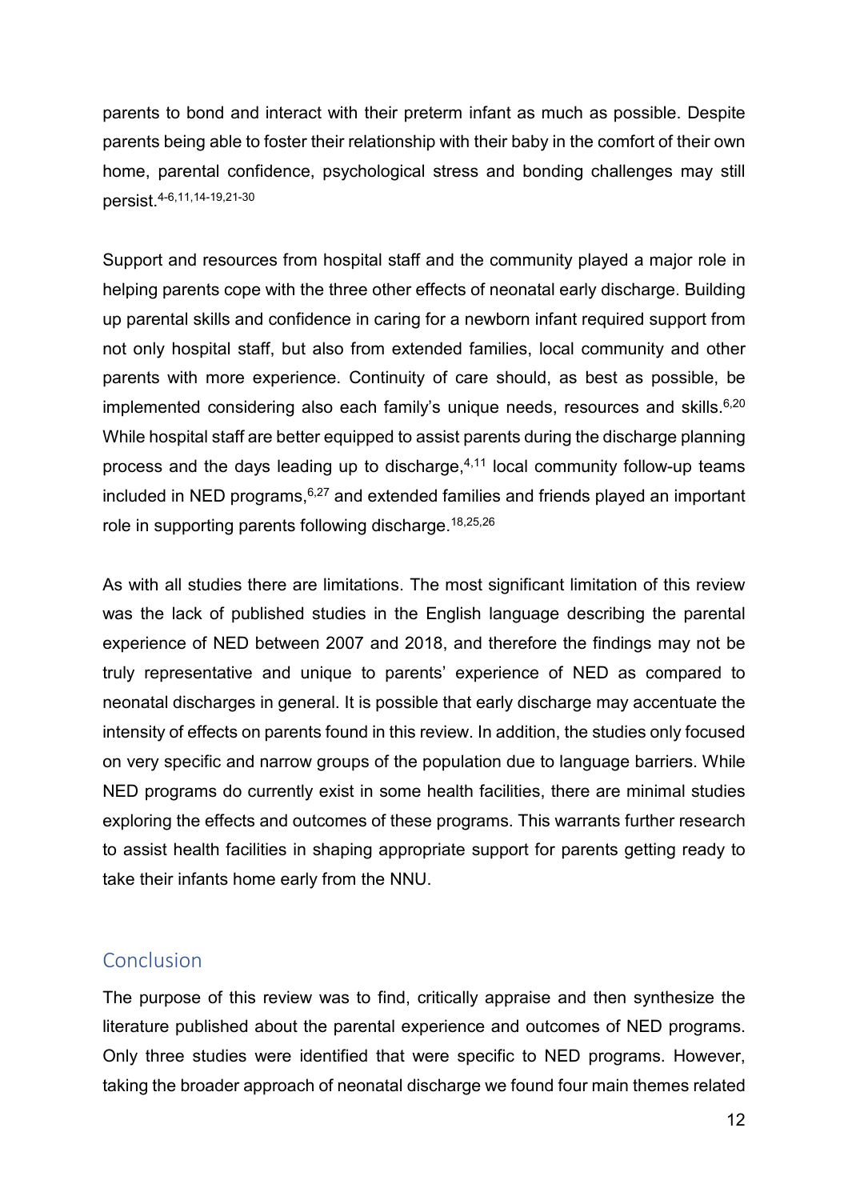parents to bond and interact with their preterm infant as much as possible. Despite parents being able to foster their relationship with their baby in the comfort of their own home, parental confidence, psychological stress and bonding challenges may still persist.[4-6,11,14-19,21-30]

Support and resources from hospital staff and the community played a major role in helping parents cope with the three other effects of neonatal early discharge. Building up parental skills and confidence in caring for a newborn infant required support from not only hospital staff, but also from extended families, local community and other parents with more experience. Continuity of care should, as best as possible, be implemented considering also each family's unique needs, resources and skills.[6,20] While hospital staff are better equipped to assist parents during the discharge planning process and the days leading up to discharge,[4,11] local community follow-up teams included in NED programs,[6,27] and extended families and friends played an important role in supporting parents following discharge.[18,25,26]

As with all studies there are limitations. The most significant limitation of this review was the lack of published studies in the English language describing the parental experience of NED between 2007 and 2018, and therefore the findings may not be truly representative and unique to parents' experience of NED as compared to neonatal discharges in general. It is possible that early discharge may accentuate the intensity of effects on parents found in this review. In addition, the studies only focused on very specific and narrow groups of the population due to language barriers. While NED programs do currently exist in some health facilities, there are minimal studies exploring the effects and outcomes of these programs. This warrants further research to assist health facilities in shaping appropriate support for parents getting ready to take their infants home early from the NNU.

## Conclusion

The purpose of this review was to find, critically appraise and then synthesize the literature published about the parental experience and outcomes of NED programs. Only three studies were identified that were specific to NED programs. However, taking the broader approach of neonatal discharge we found four main themes related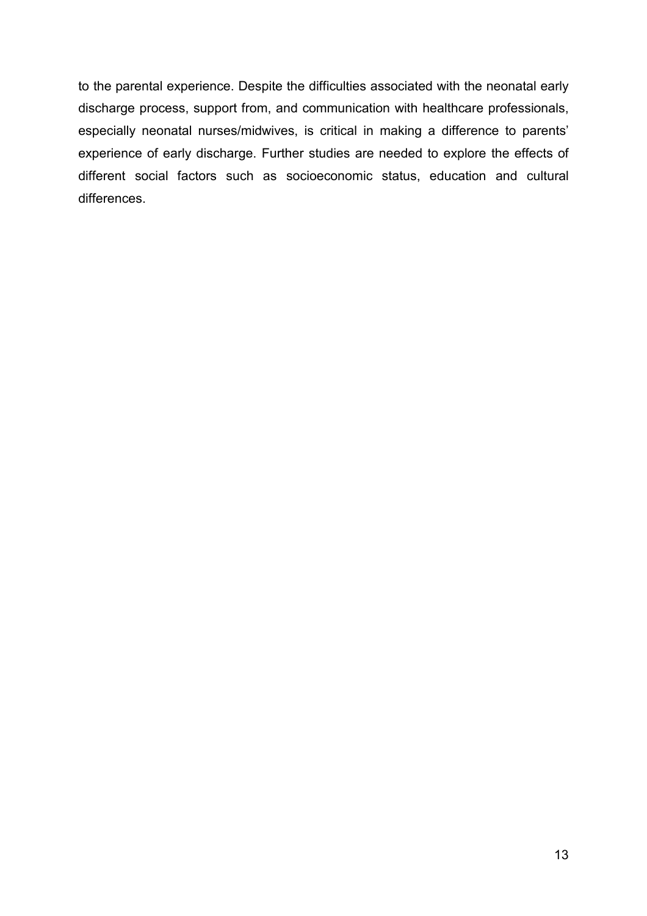to the parental experience. Despite the difficulties associated with the neonatal early discharge process, support from, and communication with healthcare professionals, especially neonatal nurses/midwives, is critical in making a difference to parents' experience of early discharge. Further studies are needed to explore the effects of different social factors such as socioeconomic status, education and cultural differences.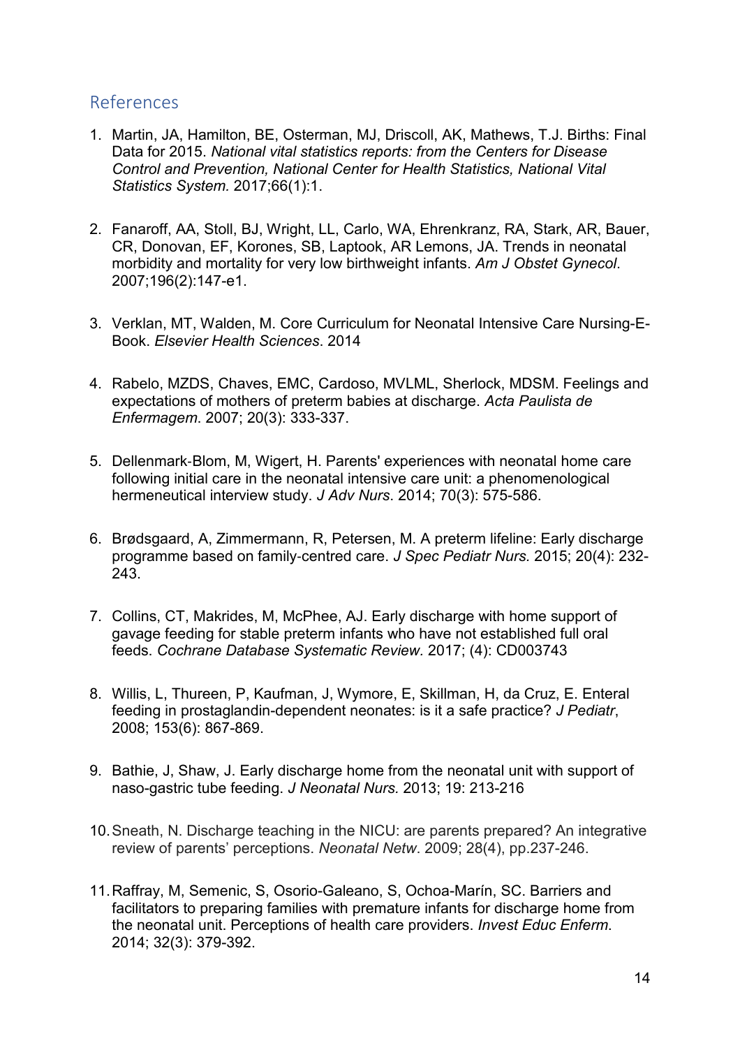## References

1. Martin, JA, Hamilton, BE, Osterman, MJ, Driscoll, AK, Mathews, T.J. Births: Final Data for 2015. *National vital statistics reports: from the Centers for Disease Control and Prevention, National Center for Health Statistics, National Vital Statistics System.* 2017;66(1):1.

2. Fanaroff, AA, Stoll, BJ, Wright, LL, Carlo, WA, Ehrenkranz, RA, Stark, AR, Bauer, CR, Donovan, EF, Korones, SB, Laptook, AR Lemons, JA. Trends in neonatal morbidity and mortality for very low birthweight infants. *Am J Obstet Gynecol*. 2007;196(2):147-e1.

3. Verklan, MT, Walden, M. Core Curriculum for Neonatal Intensive Care Nursing-E-Book. *Elsevier Health Sciences*. 2014

4. Rabelo, MZDS, Chaves, EMC, Cardoso, MVLML, Sherlock, MDSM. Feelings and expectations of mothers of preterm babies at discharge. *Acta Paulista de Enfermagem*. 2007; 20(3): 333-337.

5. Dellenmark-Blom, M, Wigert, H. Parents' experiences with neonatal home care following initial care in the neonatal intensive care unit: a phenomenological hermeneutical interview study. *J Adv Nurs*. 2014; 70(3): 575-586.

6. Brødsgaard, A, Zimmermann, R, Petersen, M. A preterm lifeline: Early discharge programme based on family-centred care. *J Spec Pediatr Nurs.* 2015; 20(4): 232-243.

7. Collins, CT, Makrides, M, McPhee, AJ. Early discharge with home support of gavage feeding for stable preterm infants who have not established full oral feeds. *Cochrane Database Systematic Review.* 2017; (4): CD003743

8. Willis, L, Thureen, P, Kaufman, J, Wymore, E, Skillman, H, da Cruz, E. Enteral feeding in prostaglandin-dependent neonates: is it a safe practice? *J Pediatr*, 2008; 153(6): 867-869.

9. Bathie, J, Shaw, J. Early discharge home from the neonatal unit with support of naso-gastric tube feeding. *J Neonatal Nurs.* 2013; 19: 213-216

10. Sneath, N. Discharge teaching in the NICU: are parents prepared? An integrative review of parents' perceptions. *Neonatal Netw*. 2009; 28(4), pp.237-246.

11. Raffray, M, Semenic, S, Osorio-Galeano, S, Ochoa-Marín, SC. Barriers and facilitators to preparing families with premature infants for discharge home from the neonatal unit. Perceptions of health care providers. *Invest Educ Enferm.* 2014; 32(3): 379-392.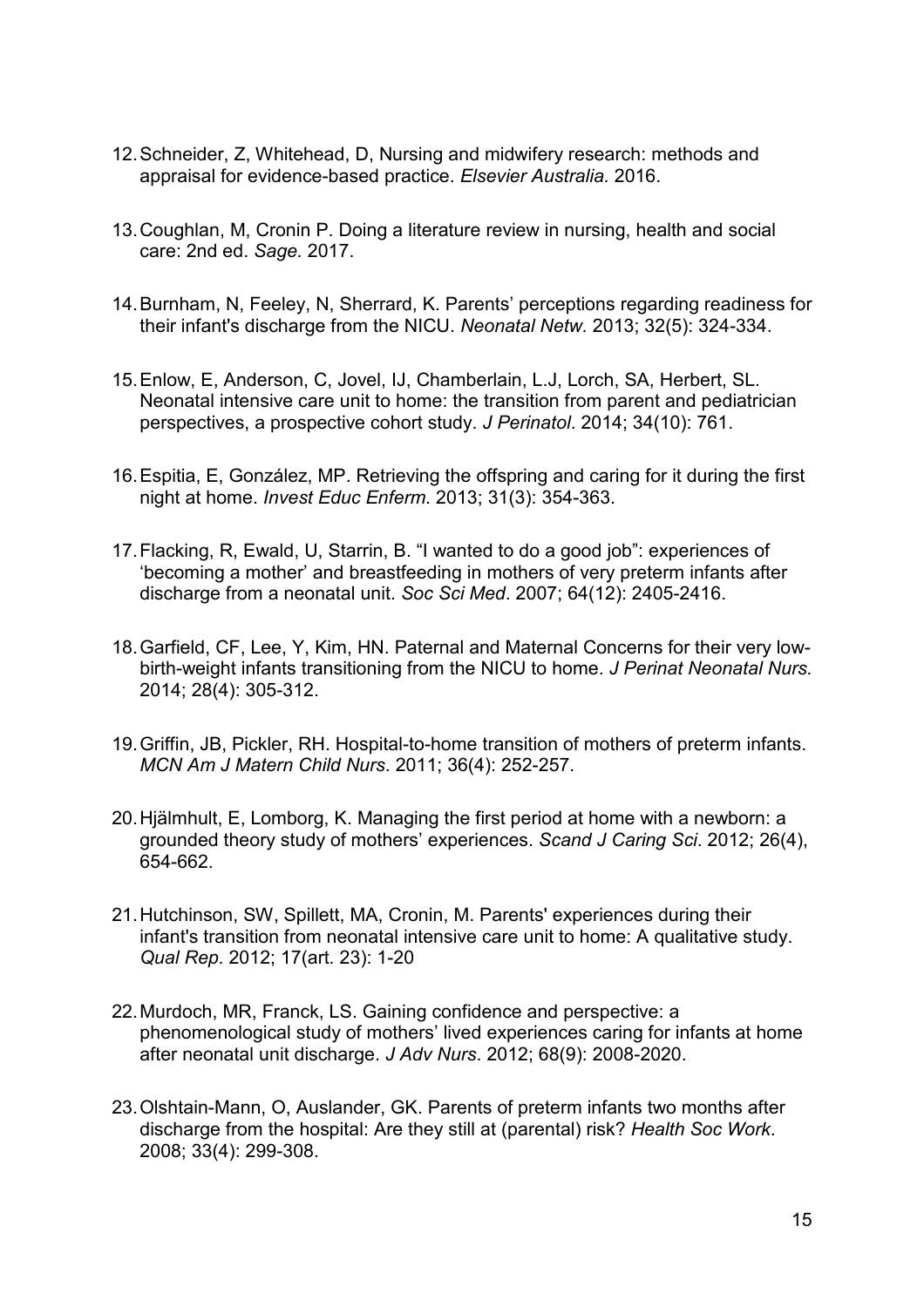12. Schneider, Z, Whitehead, D, Nursing and midwifery research: methods and appraisal for evidence-based practice. *Elsevier Australia.* 2016.

13. Coughlan, M, Cronin P. Doing a literature review in nursing, health and social care: 2nd ed. *Sage.* 2017.

14. Burnham, N, Feeley, N, Sherrard, K. Parents' perceptions regarding readiness for their infant's discharge from the NICU. *Neonatal Netw.* 2013; 32(5): 324-334.

15. Enlow, E, Anderson, C, Jovel, IJ, Chamberlain, L.J, Lorch, SA, Herbert, SL. Neonatal intensive care unit to home: the transition from parent and pediatrician perspectives, a prospective cohort study. *J Perinatol*. 2014; 34(10): 761.

16. Espitia, E, González, MP. Retrieving the offspring and caring for it during the first night at home. *Invest Educ Enferm*. 2013; 31(3): 354-363.

17. Flacking, R, Ewald, U, Starrin, B. "I wanted to do a good job": experiences of 'becoming a mother' and breastfeeding in mothers of very preterm infants after discharge from a neonatal unit. *Soc Sci Med*. 2007; 64(12): 2405-2416.

18. Garfield, CF, Lee, Y, Kim, HN. Paternal and Maternal Concerns for their very low-birth-weight infants transitioning from the NICU to home. *J Perinat Neonatal Nurs.* 2014; 28(4): 305-312.

19. Griffin, JB, Pickler, RH. Hospital-to-home transition of mothers of preterm infants. *MCN Am J Matern Child Nurs*. 2011; 36(4): 252-257.

20. Hjälmhult, E, Lomborg, K. Managing the first period at home with a newborn: a grounded theory study of mothers' experiences. *Scand J Caring Sci*. 2012; 26(4), 654-662.

21. Hutchinson, SW, Spillett, MA, Cronin, M. Parents' experiences during their infant's transition from neonatal intensive care unit to home: A qualitative study. *Qual Rep*. 2012; 17(art. 23): 1-20

22. Murdoch, MR, Franck, LS. Gaining confidence and perspective: a phenomenological study of mothers' lived experiences caring for infants at home after neonatal unit discharge. *J Adv Nurs*. 2012; 68(9): 2008-2020.

23. Olshtain-Mann, O, Auslander, GK. Parents of preterm infants two months after discharge from the hospital: Are they still at (parental) risk? *Health Soc Work*. 2008; 33(4): 299-308.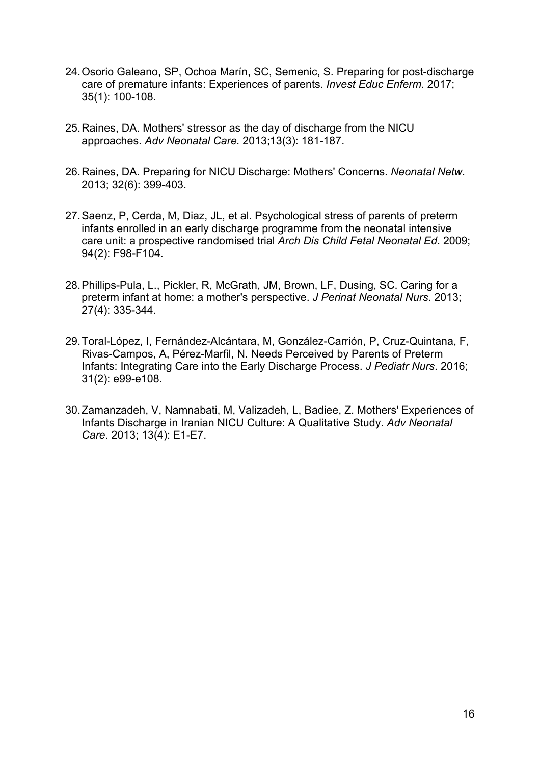24. Osorio Galeano, SP, Ochoa Marín, SC, Semenic, S. Preparing for post-discharge care of premature infants: Experiences of parents. *Invest Educ Enferm*. 2017; 35(1): 100-108.

25. Raines, DA. Mothers' stressor as the day of discharge from the NICU approaches. *Adv Neonatal Care.* 2013;13(3): 181-187.

26. Raines, DA. Preparing for NICU Discharge: Mothers' Concerns. *Neonatal Netw*. 2013; 32(6): 399-403.

27. Saenz, P, Cerda, M, Diaz, JL, et al. Psychological stress of parents of preterm infants enrolled in an early discharge programme from the neonatal intensive care unit: a prospective randomised trial *Arch Dis Child Fetal Neonatal Ed*. 2009; 94(2): F98-F104.

28. Phillips-Pula, L., Pickler, R, McGrath, JM, Brown, LF, Dusing, SC. Caring for a preterm infant at home: a mother's perspective. *J Perinat Neonatal Nurs*. 2013; 27(4): 335-344.

29. Toral-López, I, Fernández-Alcántara, M, González-Carrión, P, Cruz-Quintana, F, Rivas-Campos, A, Pérez-Marfil, N. Needs Perceived by Parents of Preterm Infants: Integrating Care into the Early Discharge Process. *J Pediatr Nurs*. 2016; 31(2): e99-e108.

30. Zamanzadeh, V, Namnabati, M, Valizadeh, L, Badiee, Z. Mothers' Experiences of Infants Discharge in Iranian NICU Culture: A Qualitative Study. *Adv Neonatal Care*. 2013; 13(4): E1-E7.